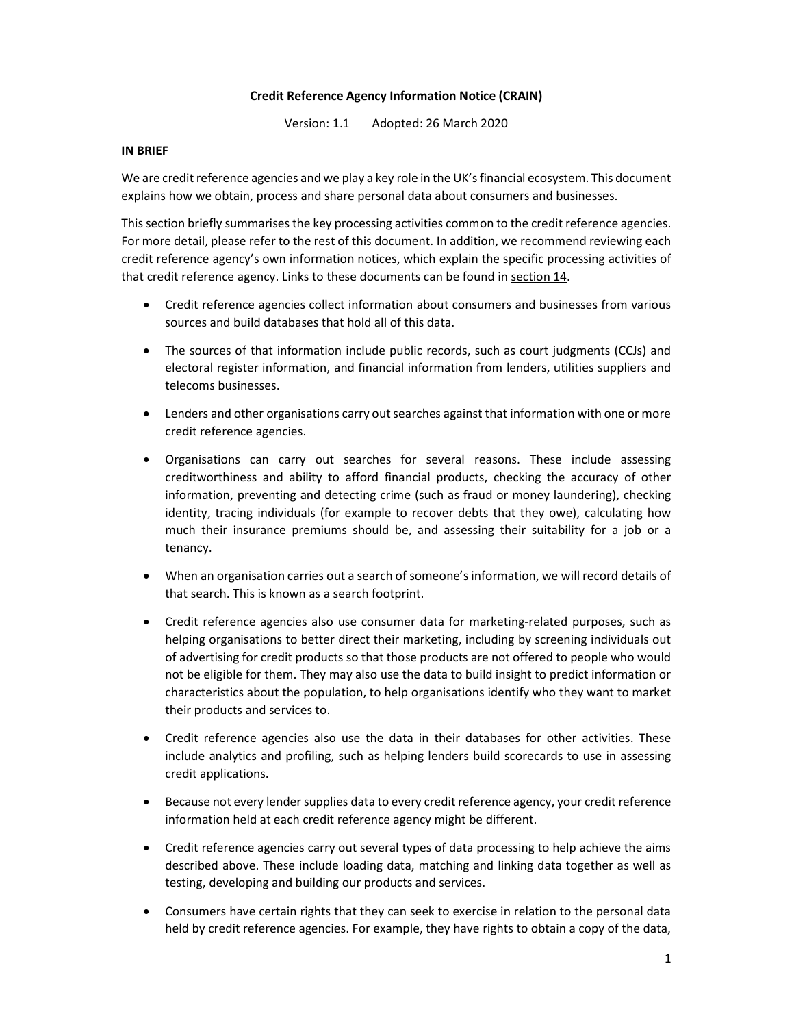# Credit Reference Agency Information Notice (CRAIN)

Version: 1.1 Adopted: 26 March 2020

## IN BRIEF

We are credit reference agencies and we play a key role in the UK's financial ecosystem. This document explains how we obtain, process and share personal data about consumers and businesses.

This section briefly summarises the key processing activities common to the credit reference agencies. For more detail, please refer to the rest of this document. In addition, we recommend reviewing each credit reference agency's own information notices, which explain the specific processing activities of that credit reference agency. Links to these documents can be found in section 14.

- Credit reference agencies collect information about consumers and businesses from various sources and build databases that hold all of this data.
- The sources of that information include public records, such as court judgments (CCJs) and electoral register information, and financial information from lenders, utilities suppliers and telecoms businesses.
- Lenders and other organisations carry out searches against that information with one or more credit reference agencies.
- Organisations can carry out searches for several reasons. These include assessing creditworthiness and ability to afford financial products, checking the accuracy of other information, preventing and detecting crime (such as fraud or money laundering), checking identity, tracing individuals (for example to recover debts that they owe), calculating how much their insurance premiums should be, and assessing their suitability for a job or a tenancy.
- When an organisation carries out a search of someone's information, we will record details of that search. This is known as a search footprint.
- Credit reference agencies also use consumer data for marketing-related purposes, such as helping organisations to better direct their marketing, including by screening individuals out of advertising for credit products so that those products are not offered to people who would not be eligible for them. They may also use the data to build insight to predict information or characteristics about the population, to help organisations identify who they want to market their products and services to.
- Credit reference agencies also use the data in their databases for other activities. These include analytics and profiling, such as helping lenders build scorecards to use in assessing credit applications.
- Because not every lender supplies data to every credit reference agency, your credit reference information held at each credit reference agency might be different.
- Credit reference agencies carry out several types of data processing to help achieve the aims described above. These include loading data, matching and linking data together as well as testing, developing and building our products and services.
- Consumers have certain rights that they can seek to exercise in relation to the personal data held by credit reference agencies. For example, they have rights to obtain a copy of the data,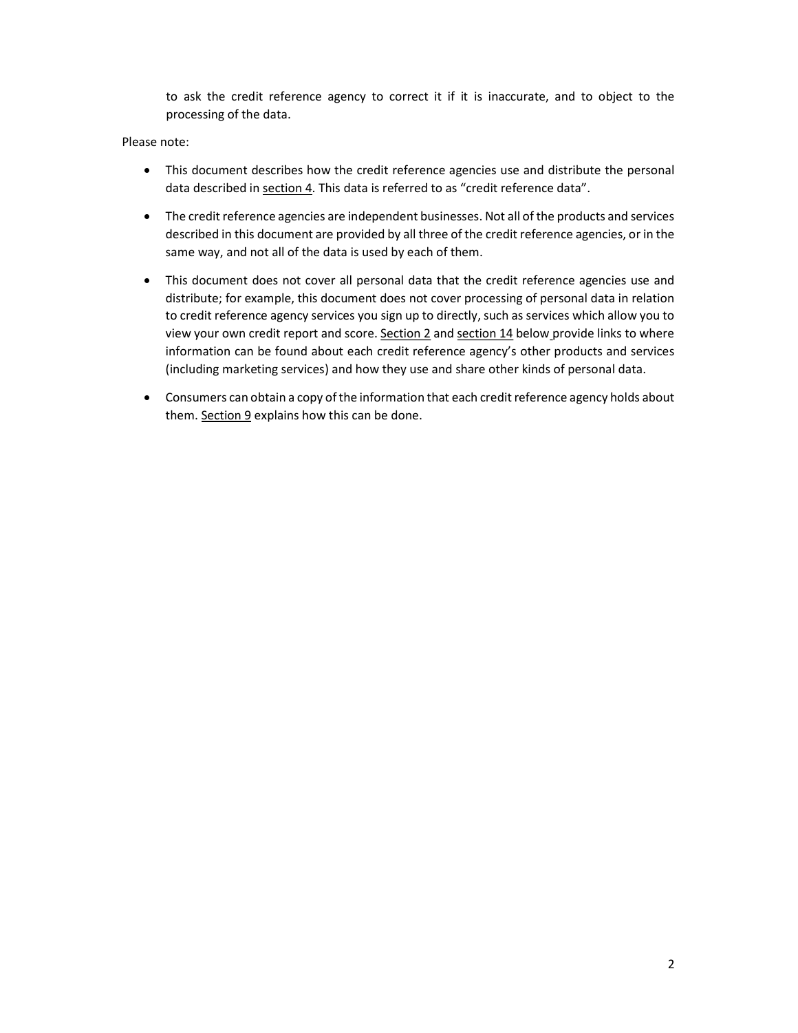to ask the credit reference agency to correct it if it is inaccurate, and to object to the processing of the data.

Please note:

- This document describes how the credit reference agencies use and distribute the personal data described in section 4. This data is referred to as "credit reference data".
- The credit reference agencies are independent businesses. Not all of the products and services described in this document are provided by all three of the credit reference agencies, or in the same way, and not all of the data is used by each of them.
- This document does not cover all personal data that the credit reference agencies use and distribute; for example, this document does not cover processing of personal data in relation to credit reference agency services you sign up to directly, such as services which allow you to view your own credit report and score. Section 2 and section 14 below provide links to where information can be found about each credit reference agency's other products and services (including marketing services) and how they use and share other kinds of personal data.
- Consumers can obtain a copy of the information that each credit reference agency holds about them. Section 9 explains how this can be done.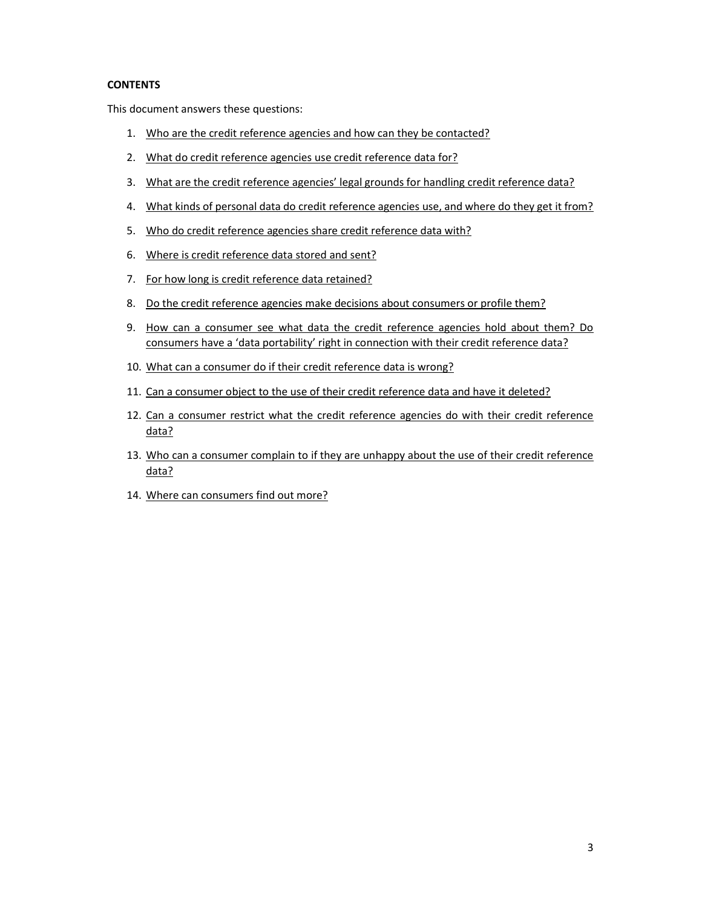**CONTENTS**

This document answers these questions:

1. Who are the credit reference agencies and how can they be contacted?
2. What do credit reference agencies use credit reference data for?
3. What are the credit reference agencies' legal grounds for handling credit reference data?
4. What kinds of personal data do credit reference agencies use, and where do they get it from?
5. Who do credit reference agencies share credit reference data with?
6. Where is credit reference data stored and sent?
7. For how long is credit reference data retained?
8. Do the credit reference agencies make decisions about consumers or profile them?
9. How can a consumer see what data the credit reference agencies hold about them? Do consumers have a 'data portability' right in connection with their credit reference data?
10. What can a consumer do if their credit reference data is wrong?
11. Can a consumer object to the use of their credit reference data and have it deleted?
12. Can a consumer restrict what the credit reference agencies do with their credit reference data?
13. Who can a consumer complain to if they are unhappy about the use of their credit reference data?
14. Where can consumers find out more?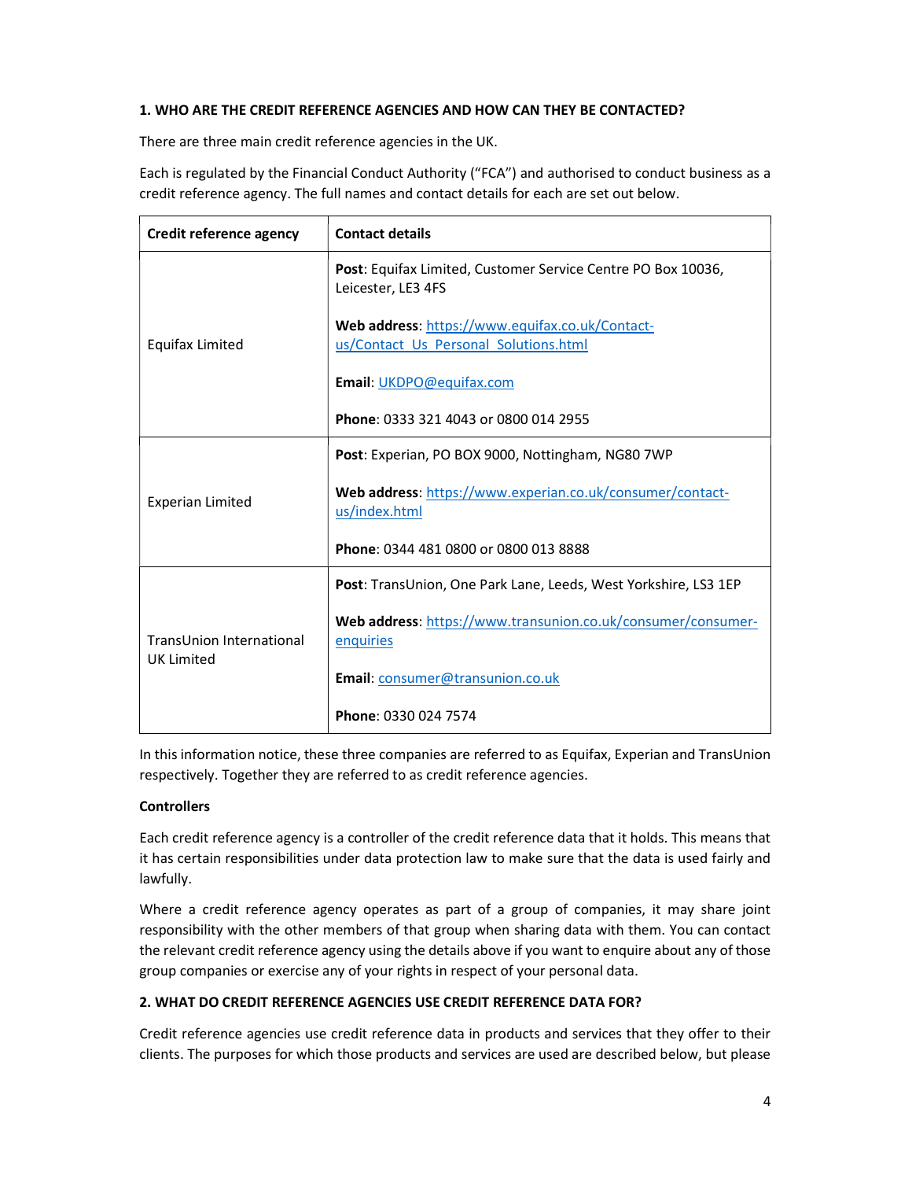### 1. WHO ARE THE CREDIT REFERENCE AGENCIES AND HOW CAN THEY BE CONTACTED?

There are three main credit reference agencies in the UK.

Each is regulated by the Financial Conduct Authority ("FCA") and authorised to conduct business as a credit reference agency. The full names and contact details for each are set out below.

| Credit reference agency | Contact details |
| --- | --- |
| Equifax Limited | **Post**: Equifax Limited, Customer Service Centre PO Box 10036, Leicester, LE3 4FS<br><br>**Web address**: https://www.equifax.co.uk/Contact-us/Contact_Us_Personal_Solutions.html<br><br>**Email**: UKDPO@equifax.com<br><br>**Phone**: 0333 321 4043 or 0800 014 2955 |
| Experian Limited | **Post**: Experian, PO BOX 9000, Nottingham, NG80 7WP<br><br>**Web address**: https://www.experian.co.uk/consumer/contact-us/index.html<br><br>**Phone**: 0344 481 0800 or 0800 013 8888 |
| TransUnion International UK Limited | **Post**: TransUnion, One Park Lane, Leeds, West Yorkshire, LS3 1EP<br><br>**Web address**: https://www.transunion.co.uk/consumer/consumer-enquiries<br><br>**Email**: consumer@transunion.co.uk<br><br>**Phone**: 0330 024 7574 |

In this information notice, these three companies are referred to as Equifax, Experian and TransUnion respectively. Together they are referred to as credit reference agencies.

**Controllers**

Each credit reference agency is a controller of the credit reference data that it holds. This means that it has certain responsibilities under data protection law to make sure that the data is used fairly and lawfully.

Where a credit reference agency operates as part of a group of companies, it may share joint responsibility with the other members of that group when sharing data with them. You can contact the relevant credit reference agency using the details above if you want to enquire about any of those group companies or exercise any of your rights in respect of your personal data.

### 2. WHAT DO CREDIT REFERENCE AGENCIES USE CREDIT REFERENCE DATA FOR?

Credit reference agencies use credit reference data in products and services that they offer to their clients. The purposes for which those products and services are used are described below, but please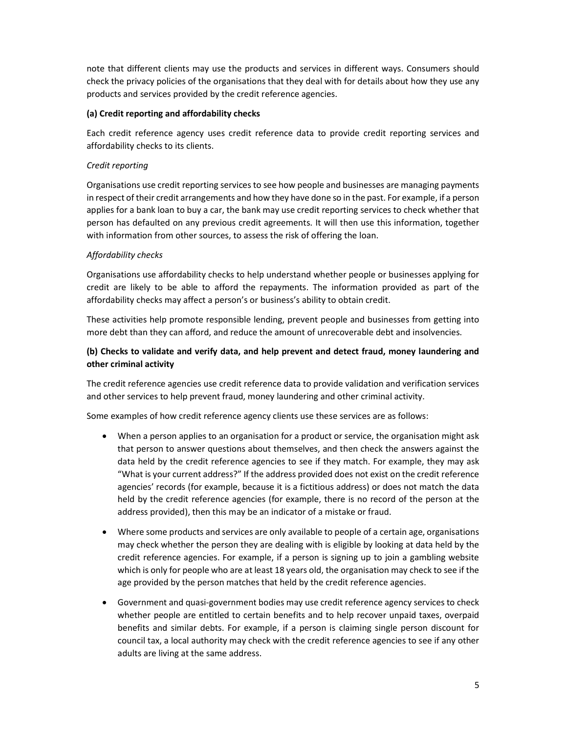note that different clients may use the products and services in different ways. Consumers should check the privacy policies of the organisations that they deal with for details about how they use any products and services provided by the credit reference agencies.

**(a) Credit reporting and affordability checks**

Each credit reference agency uses credit reference data to provide credit reporting services and affordability checks to its clients.

*Credit reporting*

Organisations use credit reporting services to see how people and businesses are managing payments in respect of their credit arrangements and how they have done so in the past. For example, if a person applies for a bank loan to buy a car, the bank may use credit reporting services to check whether that person has defaulted on any previous credit agreements. It will then use this information, together with information from other sources, to assess the risk of offering the loan.

*Affordability checks*

Organisations use affordability checks to help understand whether people or businesses applying for credit are likely to be able to afford the repayments. The information provided as part of the affordability checks may affect a person's or business's ability to obtain credit.

These activities help promote responsible lending, prevent people and businesses from getting into more debt than they can afford, and reduce the amount of unrecoverable debt and insolvencies.

**(b) Checks to validate and verify data, and help prevent and detect fraud, money laundering and other criminal activity**

The credit reference agencies use credit reference data to provide validation and verification services and other services to help prevent fraud, money laundering and other criminal activity.

Some examples of how credit reference agency clients use these services are as follows:

- When a person applies to an organisation for a product or service, the organisation might ask that person to answer questions about themselves, and then check the answers against the data held by the credit reference agencies to see if they match. For example, they may ask "What is your current address?" If the address provided does not exist on the credit reference agencies' records (for example, because it is a fictitious address) or does not match the data held by the credit reference agencies (for example, there is no record of the person at the address provided), then this may be an indicator of a mistake or fraud.

- Where some products and services are only available to people of a certain age, organisations may check whether the person they are dealing with is eligible by looking at data held by the credit reference agencies. For example, if a person is signing up to join a gambling website which is only for people who are at least 18 years old, the organisation may check to see if the age provided by the person matches that held by the credit reference agencies.

- Government and quasi-government bodies may use credit reference agency services to check whether people are entitled to certain benefits and to help recover unpaid taxes, overpaid benefits and similar debts. For example, if a person is claiming single person discount for council tax, a local authority may check with the credit reference agencies to see if any other adults are living at the same address.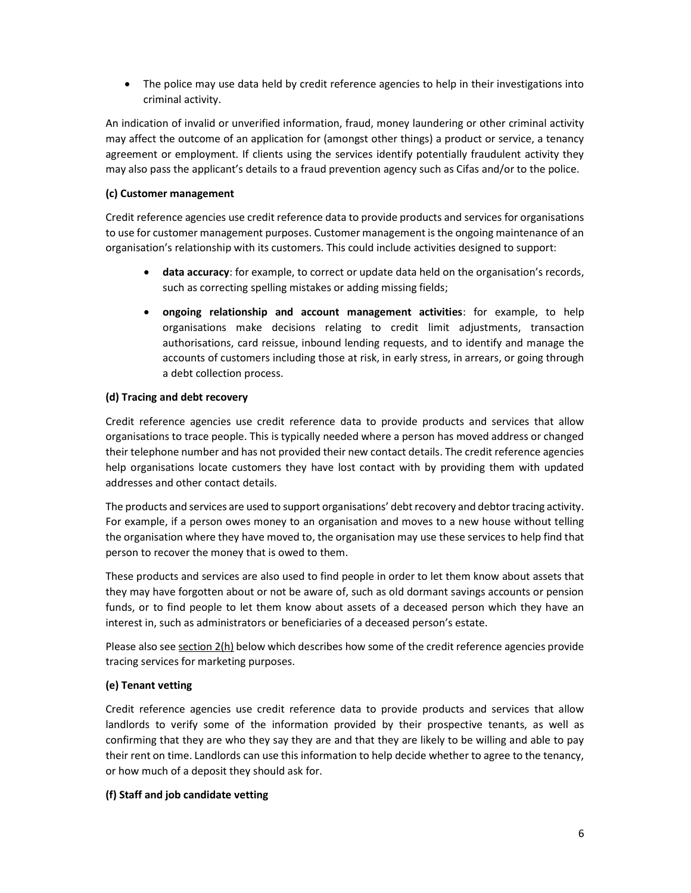- The police may use data held by credit reference agencies to help in their investigations into criminal activity.

An indication of invalid or unverified information, fraud, money laundering or other criminal activity may affect the outcome of an application for (amongst other things) a product or service, a tenancy agreement or employment. If clients using the services identify potentially fraudulent activity they may also pass the applicant's details to a fraud prevention agency such as Cifas and/or to the police.

**(c) Customer management**

Credit reference agencies use credit reference data to provide products and services for organisations to use for customer management purposes. Customer management is the ongoing maintenance of an organisation's relationship with its customers. This could include activities designed to support:

- **data accuracy**: for example, to correct or update data held on the organisation's records, such as correcting spelling mistakes or adding missing fields;
- **ongoing relationship and account management activities**: for example, to help organisations make decisions relating to credit limit adjustments, transaction authorisations, card reissue, inbound lending requests, and to identify and manage the accounts of customers including those at risk, in early stress, in arrears, or going through a debt collection process.

**(d) Tracing and debt recovery**

Credit reference agencies use credit reference data to provide products and services that allow organisations to trace people. This is typically needed where a person has moved address or changed their telephone number and has not provided their new contact details. The credit reference agencies help organisations locate customers they have lost contact with by providing them with updated addresses and other contact details.

The products and services are used to support organisations' debt recovery and debtor tracing activity. For example, if a person owes money to an organisation and moves to a new house without telling the organisation where they have moved to, the organisation may use these services to help find that person to recover the money that is owed to them.

These products and services are also used to find people in order to let them know about assets that they may have forgotten about or not be aware of, such as old dormant savings accounts or pension funds, or to find people to let them know about assets of a deceased person which they have an interest in, such as administrators or beneficiaries of a deceased person's estate.

Please also see section 2(h) below which describes how some of the credit reference agencies provide tracing services for marketing purposes.

**(e) Tenant vetting**

Credit reference agencies use credit reference data to provide products and services that allow landlords to verify some of the information provided by their prospective tenants, as well as confirming that they are who they say they are and that they are likely to be willing and able to pay their rent on time. Landlords can use this information to help decide whether to agree to the tenancy, or how much of a deposit they should ask for.

**(f) Staff and job candidate vetting**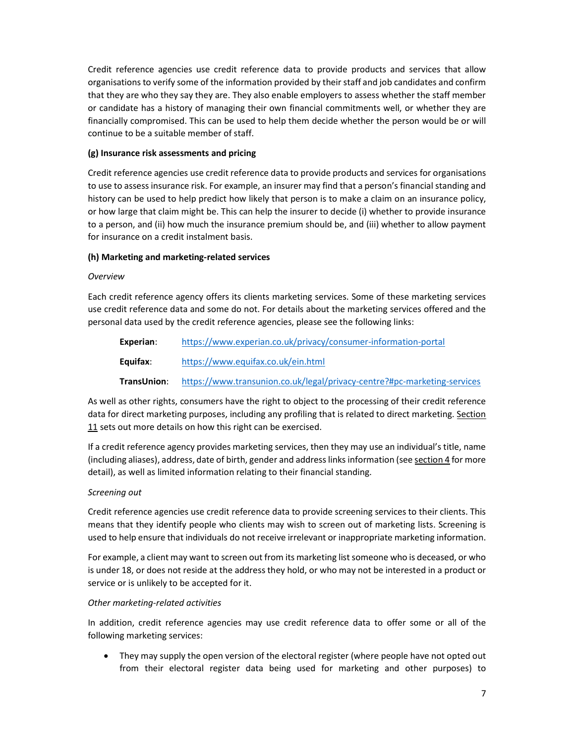Credit reference agencies use credit reference data to provide products and services that allow organisations to verify some of the information provided by their staff and job candidates and confirm that they are who they say they are. They also enable employers to assess whether the staff member or candidate has a history of managing their own financial commitments well, or whether they are financially compromised. This can be used to help them decide whether the person would be or will continue to be a suitable member of staff.

**(g) Insurance risk assessments and pricing**

Credit reference agencies use credit reference data to provide products and services for organisations to use to assess insurance risk. For example, an insurer may find that a person's financial standing and history can be used to help predict how likely that person is to make a claim on an insurance policy, or how large that claim might be. This can help the insurer to decide (i) whether to provide insurance to a person, and (ii) how much the insurance premium should be, and (iii) whether to allow payment for insurance on a credit instalment basis.

**(h) Marketing and marketing-related services**

*Overview*

Each credit reference agency offers its clients marketing services. Some of these marketing services use credit reference data and some do not. For details about the marketing services offered and the personal data used by the credit reference agencies, please see the following links:

| | |
|---|---|
| **Experian**: | https://www.experian.co.uk/privacy/consumer-information-portal |
| **Equifax**: | https://www.equifax.co.uk/ein.html |
| **TransUnion**: | https://www.transunion.co.uk/legal/privacy-centre?#pc-marketing-services |

As well as other rights, consumers have the right to object to the processing of their credit reference data for direct marketing purposes, including any profiling that is related to direct marketing. Section 11 sets out more details on how this right can be exercised.

If a credit reference agency provides marketing services, then they may use an individual's title, name (including aliases), address, date of birth, gender and address links information (see section 4 for more detail), as well as limited information relating to their financial standing.

*Screening out*

Credit reference agencies use credit reference data to provide screening services to their clients. This means that they identify people who clients may wish to screen out of marketing lists. Screening is used to help ensure that individuals do not receive irrelevant or inappropriate marketing information.

For example, a client may want to screen out from its marketing list someone who is deceased, or who is under 18, or does not reside at the address they hold, or who may not be interested in a product or service or is unlikely to be accepted for it.

*Other marketing-related activities*

In addition, credit reference agencies may use credit reference data to offer some or all of the following marketing services:

- They may supply the open version of the electoral register (where people have not opted out from their electoral register data being used for marketing and other purposes) to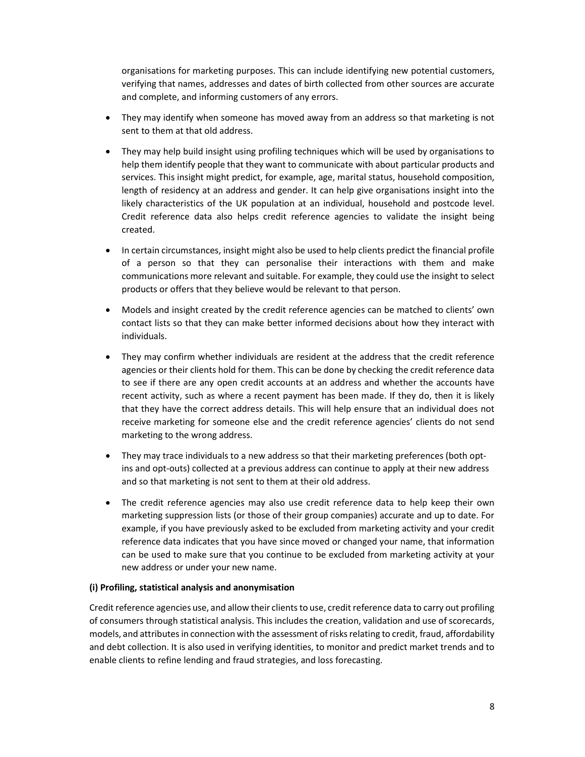organisations for marketing purposes. This can include identifying new potential customers, verifying that names, addresses and dates of birth collected from other sources are accurate and complete, and informing customers of any errors.

- They may identify when someone has moved away from an address so that marketing is not sent to them at that old address.
- They may help build insight using profiling techniques which will be used by organisations to help them identify people that they want to communicate with about particular products and services. This insight might predict, for example, age, marital status, household composition, length of residency at an address and gender. It can help give organisations insight into the likely characteristics of the UK population at an individual, household and postcode level. Credit reference data also helps credit reference agencies to validate the insight being created.
- In certain circumstances, insight might also be used to help clients predict the financial profile of a person so that they can personalise their interactions with them and make communications more relevant and suitable. For example, they could use the insight to select products or offers that they believe would be relevant to that person.
- Models and insight created by the credit reference agencies can be matched to clients' own contact lists so that they can make better informed decisions about how they interact with individuals.
- They may confirm whether individuals are resident at the address that the credit reference agencies or their clients hold for them. This can be done by checking the credit reference data to see if there are any open credit accounts at an address and whether the accounts have recent activity, such as where a recent payment has been made. If they do, then it is likely that they have the correct address details. This will help ensure that an individual does not receive marketing for someone else and the credit reference agencies' clients do not send marketing to the wrong address.
- They may trace individuals to a new address so that their marketing preferences (both opt-ins and opt-outs) collected at a previous address can continue to apply at their new address and so that marketing is not sent to them at their old address.
- The credit reference agencies may also use credit reference data to help keep their own marketing suppression lists (or those of their group companies) accurate and up to date. For example, if you have previously asked to be excluded from marketing activity and your credit reference data indicates that you have since moved or changed your name, that information can be used to make sure that you continue to be excluded from marketing activity at your new address or under your new name.

**(i) Profiling, statistical analysis and anonymisation**

Credit reference agencies use, and allow their clients to use, credit reference data to carry out profiling of consumers through statistical analysis. This includes the creation, validation and use of scorecards, models, and attributes in connection with the assessment of risks relating to credit, fraud, affordability and debt collection. It is also used in verifying identities, to monitor and predict market trends and to enable clients to refine lending and fraud strategies, and loss forecasting.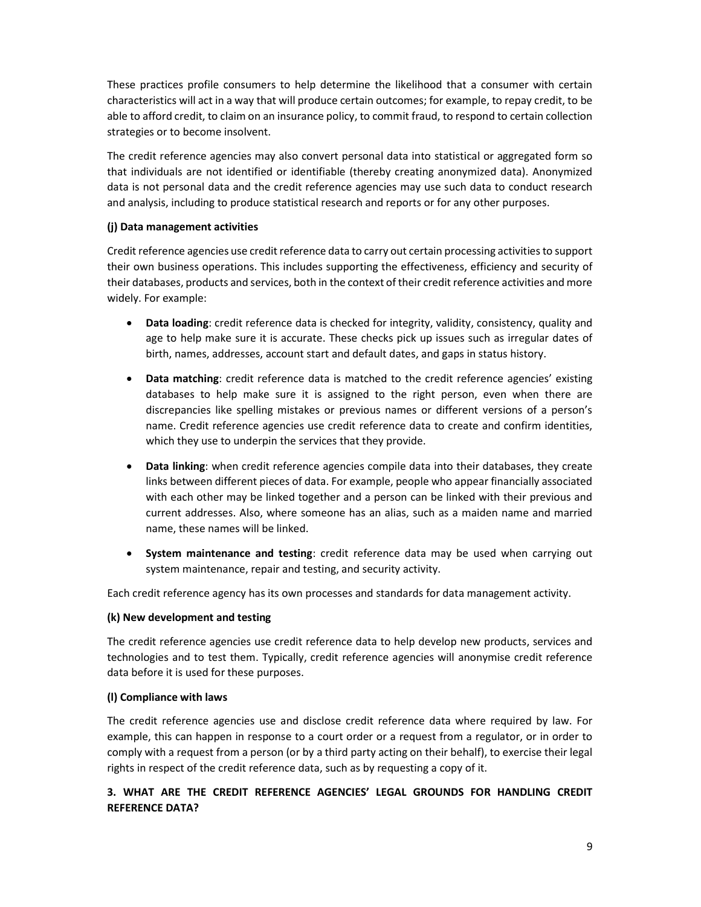These practices profile consumers to help determine the likelihood that a consumer with certain characteristics will act in a way that will produce certain outcomes; for example, to repay credit, to be able to afford credit, to claim on an insurance policy, to commit fraud, to respond to certain collection strategies or to become insolvent.

The credit reference agencies may also convert personal data into statistical or aggregated form so that individuals are not identified or identifiable (thereby creating anonymized data). Anonymized data is not personal data and the credit reference agencies may use such data to conduct research and analysis, including to produce statistical research and reports or for any other purposes.

**(j) Data management activities**

Credit reference agencies use credit reference data to carry out certain processing activities to support their own business operations. This includes supporting the effectiveness, efficiency and security of their databases, products and services, both in the context of their credit reference activities and more widely. For example:

- **Data loading**: credit reference data is checked for integrity, validity, consistency, quality and age to help make sure it is accurate. These checks pick up issues such as irregular dates of birth, names, addresses, account start and default dates, and gaps in status history.
- **Data matching**: credit reference data is matched to the credit reference agencies' existing databases to help make sure it is assigned to the right person, even when there are discrepancies like spelling mistakes or previous names or different versions of a person's name. Credit reference agencies use credit reference data to create and confirm identities, which they use to underpin the services that they provide.
- **Data linking**: when credit reference agencies compile data into their databases, they create links between different pieces of data. For example, people who appear financially associated with each other may be linked together and a person can be linked with their previous and current addresses. Also, where someone has an alias, such as a maiden name and married name, these names will be linked.
- **System maintenance and testing**: credit reference data may be used when carrying out system maintenance, repair and testing, and security activity.

Each credit reference agency has its own processes and standards for data management activity.

**(k) New development and testing**

The credit reference agencies use credit reference data to help develop new products, services and technologies and to test them. Typically, credit reference agencies will anonymise credit reference data before it is used for these purposes.

**(l) Compliance with laws**

The credit reference agencies use and disclose credit reference data where required by law. For example, this can happen in response to a court order or a request from a regulator, or in order to comply with a request from a person (or by a third party acting on their behalf), to exercise their legal rights in respect of the credit reference data, such as by requesting a copy of it.

## 3. WHAT ARE THE CREDIT REFERENCE AGENCIES' LEGAL GROUNDS FOR HANDLING CREDIT REFERENCE DATA?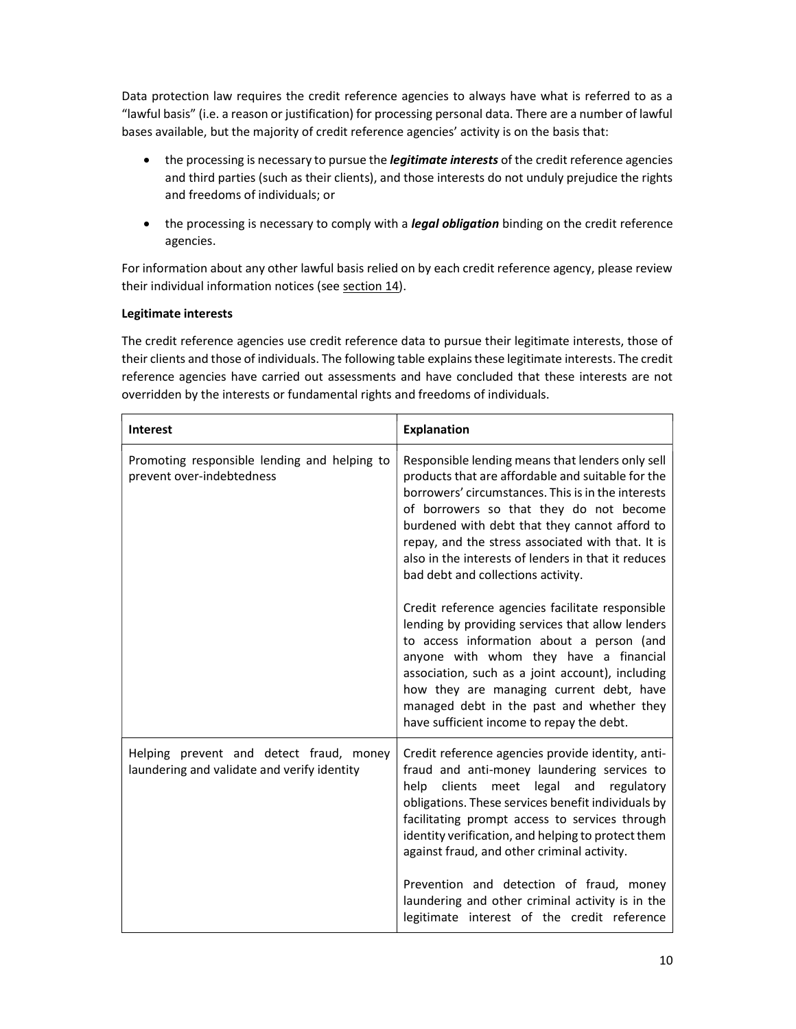Data protection law requires the credit reference agencies to always have what is referred to as a "lawful basis" (i.e. a reason or justification) for processing personal data. There are a number of lawful bases available, but the majority of credit reference agencies' activity is on the basis that:

- the processing is necessary to pursue the ***legitimate interests*** of the credit reference agencies and third parties (such as their clients), and those interests do not unduly prejudice the rights and freedoms of individuals; or
- the processing is necessary to comply with a ***legal obligation*** binding on the credit reference agencies.

For information about any other lawful basis relied on by each credit reference agency, please review their individual information notices (see section 14).

**Legitimate interests**

The credit reference agencies use credit reference data to pursue their legitimate interests, those of their clients and those of individuals. The following table explains these legitimate interests. The credit reference agencies have carried out assessments and have concluded that these interests are not overridden by the interests or fundamental rights and freedoms of individuals.

| Interest | Explanation |
|---|---|
| Promoting responsible lending and helping to prevent over-indebtedness | Responsible lending means that lenders only sell products that are affordable and suitable for the borrowers' circumstances. This is in the interests of borrowers so that they do not become burdened with debt that they cannot afford to repay, and the stress associated with that. It is also in the interests of lenders in that it reduces bad debt and collections activity.<br><br>Credit reference agencies facilitate responsible lending by providing services that allow lenders to access information about a person (and anyone with whom they have a financial association, such as a joint account), including how they are managing current debt, have managed debt in the past and whether they have sufficient income to repay the debt. |
| Helping prevent and detect fraud, money laundering and validate and verify identity | Credit reference agencies provide identity, anti-fraud and anti-money laundering services to help clients meet legal and regulatory obligations. These services benefit individuals by facilitating prompt access to services through identity verification, and helping to protect them against fraud, and other criminal activity.<br><br>Prevention and detection of fraud, money laundering and other criminal activity is in the legitimate interest of the credit reference |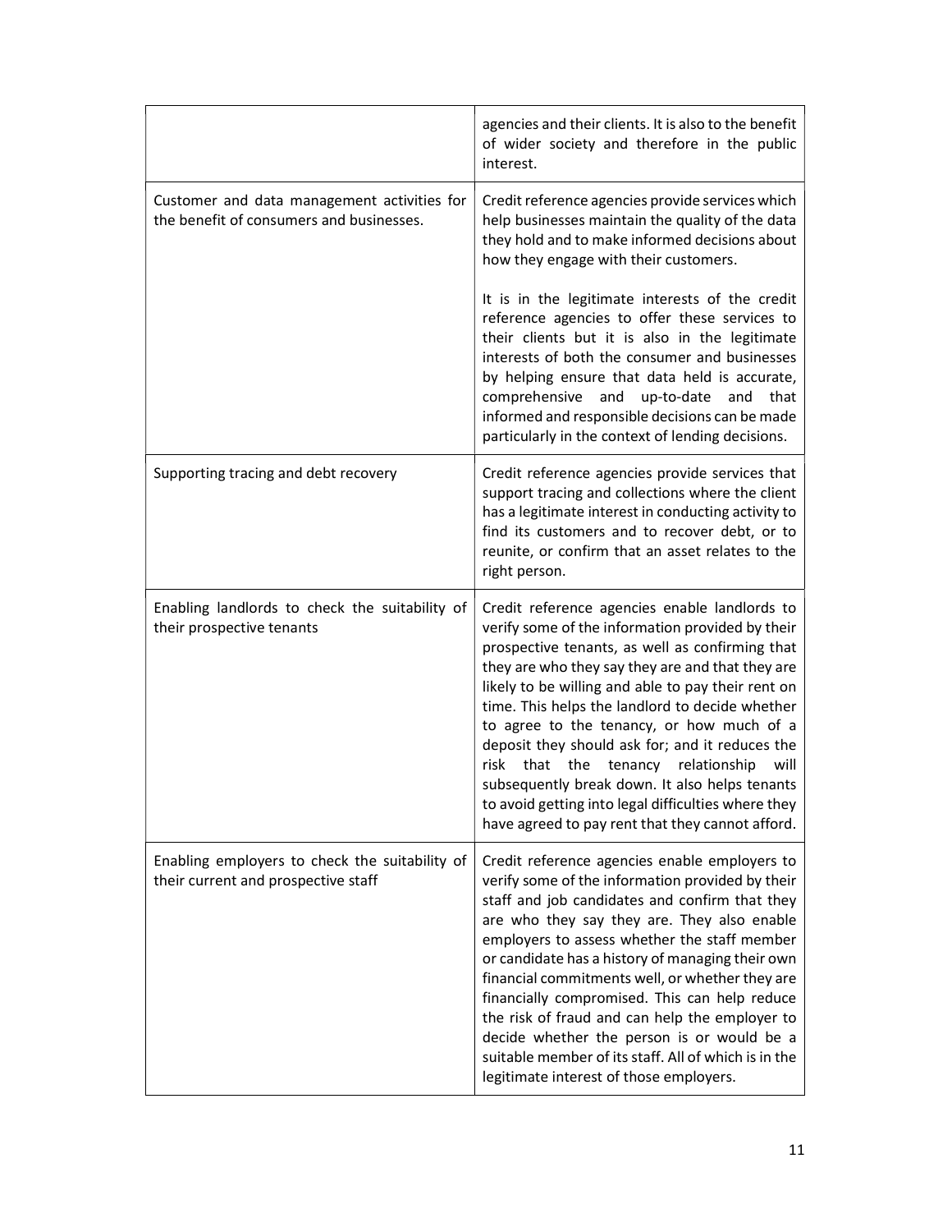| | |
|---|---|
| | agencies and their clients. It is also to the benefit of wider society and therefore in the public interest. |
| Customer and data management activities for the benefit of consumers and businesses. | Credit reference agencies provide services which help businesses maintain the quality of the data they hold and to make informed decisions about how they engage with their customers.<br><br>It is in the legitimate interests of the credit reference agencies to offer these services to their clients but it is also in the legitimate interests of both the consumer and businesses by helping ensure that data held is accurate, comprehensive and up-to-date and that informed and responsible decisions can be made particularly in the context of lending decisions. |
| Supporting tracing and debt recovery | Credit reference agencies provide services that support tracing and collections where the client has a legitimate interest in conducting activity to find its customers and to recover debt, or to reunite, or confirm that an asset relates to the right person. |
| Enabling landlords to check the suitability of their prospective tenants | Credit reference agencies enable landlords to verify some of the information provided by their prospective tenants, as well as confirming that they are who they say they are and that they are likely to be willing and able to pay their rent on time. This helps the landlord to decide whether to agree to the tenancy, or how much of a deposit they should ask for; and it reduces the risk that the tenancy relationship will subsequently break down. It also helps tenants to avoid getting into legal difficulties where they have agreed to pay rent that they cannot afford. |
| Enabling employers to check the suitability of their current and prospective staff | Credit reference agencies enable employers to verify some of the information provided by their staff and job candidates and confirm that they are who they say they are. They also enable employers to assess whether the staff member or candidate has a history of managing their own financial commitments well, or whether they are financially compromised. This can help reduce the risk of fraud and can help the employer to decide whether the person is or would be a suitable member of its staff. All of which is in the legitimate interest of those employers. |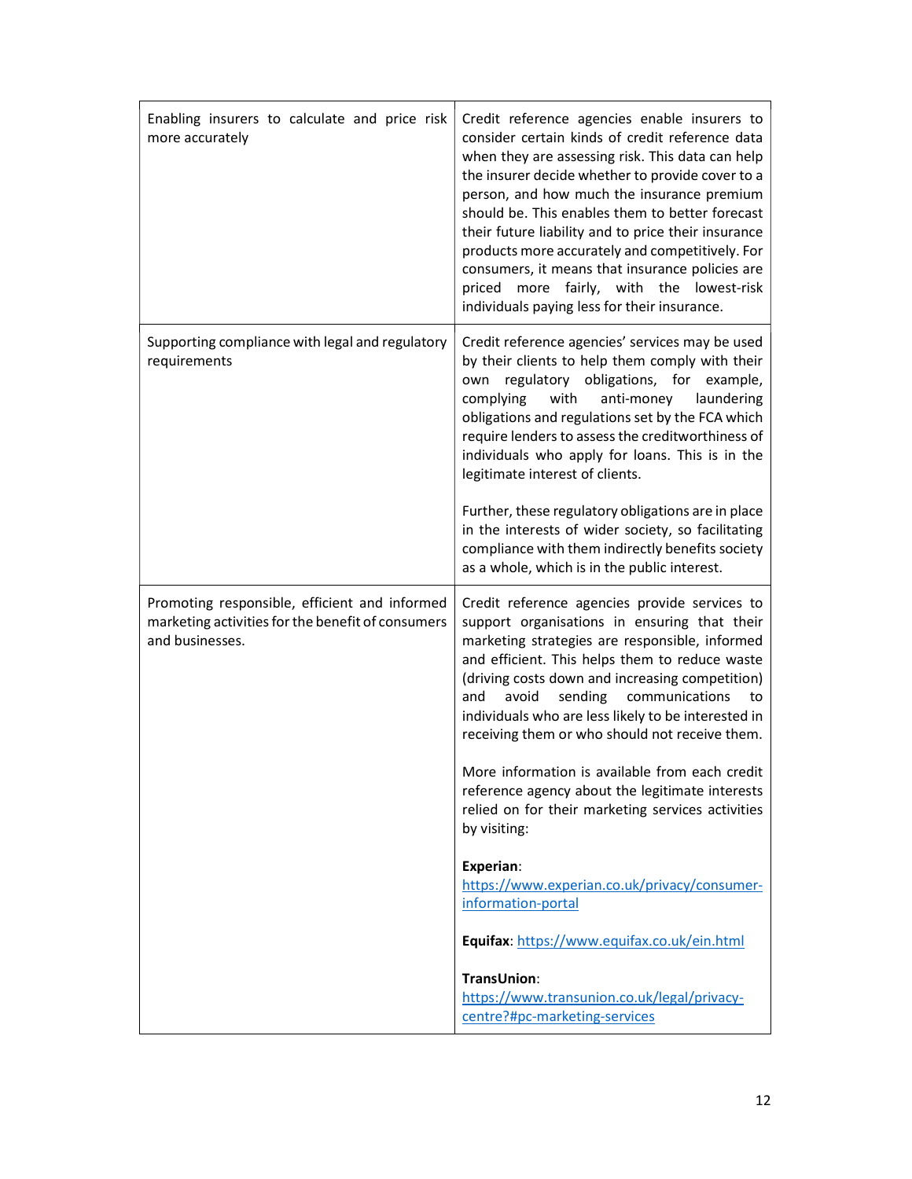| | |
|---|---|
| Enabling insurers to calculate and price risk more accurately | Credit reference agencies enable insurers to consider certain kinds of credit reference data when they are assessing risk. This data can help the insurer decide whether to provide cover to a person, and how much the insurance premium should be. This enables them to better forecast their future liability and to price their insurance products more accurately and competitively. For consumers, it means that insurance policies are priced more fairly, with the lowest-risk individuals paying less for their insurance. |
| Supporting compliance with legal and regulatory requirements | Credit reference agencies' services may be used by their clients to help them comply with their own regulatory obligations, for example, complying with anti-money laundering obligations and regulations set by the FCA which require lenders to assess the creditworthiness of individuals who apply for loans. This is in the legitimate interest of clients.<br><br>Further, these regulatory obligations are in place in the interests of wider society, so facilitating compliance with them indirectly benefits society as a whole, which is in the public interest. |
| Promoting responsible, efficient and informed marketing activities for the benefit of consumers and businesses. | Credit reference agencies provide services to support organisations in ensuring that their marketing strategies are responsible, informed and efficient. This helps them to reduce waste (driving costs down and increasing competition) and avoid sending communications to individuals who are less likely to be interested in receiving them or who should not receive them.<br><br>More information is available from each credit reference agency about the legitimate interests relied on for their marketing services activities by visiting:<br><br>**Experian**: https://www.experian.co.uk/privacy/consumer-information-portal<br><br>**Equifax**: https://www.equifax.co.uk/ein.html<br><br>**TransUnion**: https://www.transunion.co.uk/legal/privacy-centre?#pc-marketing-services |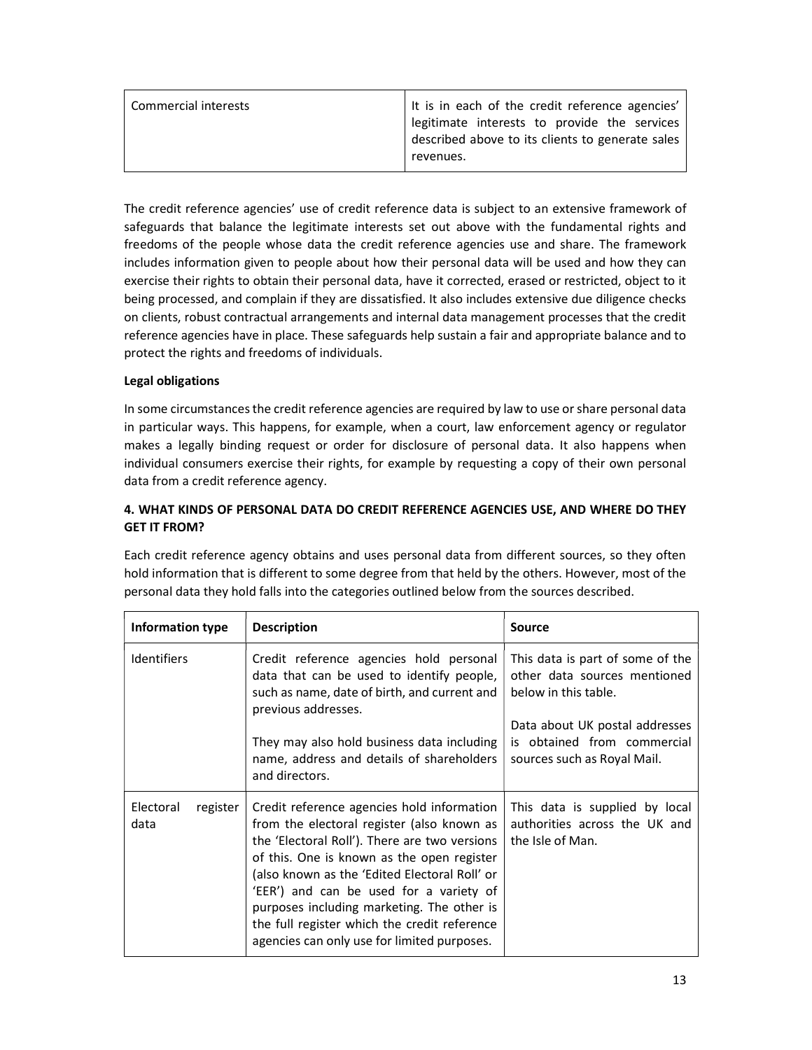| Commercial interests | It is in each of the credit reference agencies' legitimate interests to provide the services described above to its clients to generate sales revenues. |
|---|---|

The credit reference agencies' use of credit reference data is subject to an extensive framework of safeguards that balance the legitimate interests set out above with the fundamental rights and freedoms of the people whose data the credit reference agencies use and share. The framework includes information given to people about how their personal data will be used and how they can exercise their rights to obtain their personal data, have it corrected, erased or restricted, object to it being processed, and complain if they are dissatisfied. It also includes extensive due diligence checks on clients, robust contractual arrangements and internal data management processes that the credit reference agencies have in place. These safeguards help sustain a fair and appropriate balance and to protect the rights and freedoms of individuals.

**Legal obligations**

In some circumstances the credit reference agencies are required by law to use or share personal data in particular ways. This happens, for example, when a court, law enforcement agency or regulator makes a legally binding request or order for disclosure of personal data. It also happens when individual consumers exercise their rights, for example by requesting a copy of their own personal data from a credit reference agency.

## 4. WHAT KINDS OF PERSONAL DATA DO CREDIT REFERENCE AGENCIES USE, AND WHERE DO THEY GET IT FROM?

Each credit reference agency obtains and uses personal data from different sources, so they often hold information that is different to some degree from that held by the others. However, most of the personal data they hold falls into the categories outlined below from the sources described.

| Information type | Description | Source |
|---|---|---|
| Identifiers | Credit reference agencies hold personal data that can be used to identify people, such as name, date of birth, and current and previous addresses.<br><br>They may also hold business data including name, address and details of shareholders and directors. | This data is part of some of the other data sources mentioned below in this table.<br><br>Data about UK postal addresses is obtained from commercial sources such as Royal Mail. |
| Electoral register data | Credit reference agencies hold information from the electoral register (also known as the 'Electoral Roll'). There are two versions of this. One is known as the open register (also known as the 'Edited Electoral Roll' or 'EER') and can be used for a variety of purposes including marketing. The other is the full register which the credit reference agencies can only use for limited purposes. | This data is supplied by local authorities across the UK and the Isle of Man. |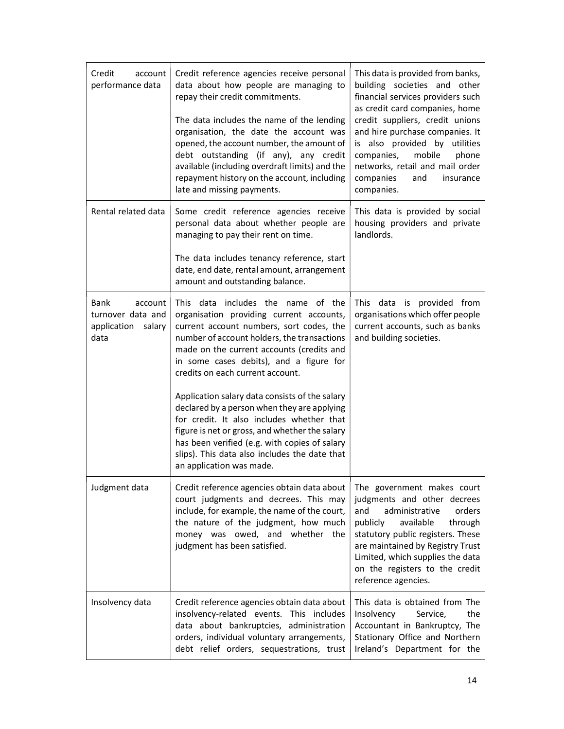| Credit account performance data | Credit reference agencies receive personal data about how people are managing to repay their credit commitments.<br><br>The data includes the name of the lending organisation, the date the account was opened, the account number, the amount of debt outstanding (if any), any credit available (including overdraft limits) and the repayment history on the account, including late and missing payments. | This data is provided from banks, building societies and other financial services providers such as credit card companies, home credit suppliers, credit unions and hire purchase companies. It is also provided by utilities companies, mobile phone networks, retail and mail order companies and insurance companies. |
|---|---|---|
| Rental related data | Some credit reference agencies receive personal data about whether people are managing to pay their rent on time.<br><br>The data includes tenancy reference, start date, end date, rental amount, arrangement amount and outstanding balance. | This data is provided by social housing providers and private landlords. |
| Bank account turnover data and application salary data | This data includes the name of the organisation providing current accounts, current account numbers, sort codes, the number of account holders, the transactions made on the current accounts (credits and in some cases debits), and a figure for credits on each current account.<br><br>Application salary data consists of the salary declared by a person when they are applying for credit. It also includes whether that figure is net or gross, and whether the salary has been verified (e.g. with copies of salary slips). This data also includes the date that an application was made. | This data is provided from organisations which offer people current accounts, such as banks and building societies. |
| Judgment data | Credit reference agencies obtain data about court judgments and decrees. This may include, for example, the name of the court, the nature of the judgment, how much money was owed, and whether the judgment has been satisfied. | The government makes court judgments and other decrees and administrative orders publicly available through statutory public registers. These are maintained by Registry Trust Limited, which supplies the data on the registers to the credit reference agencies. |
| Insolvency data | Credit reference agencies obtain data about insolvency-related events. This includes data about bankruptcies, administration orders, individual voluntary arrangements, debt relief orders, sequestrations, trust | This data is obtained from The Insolvency Service, the Accountant in Bankruptcy, The Stationary Office and Northern Ireland's Department for the |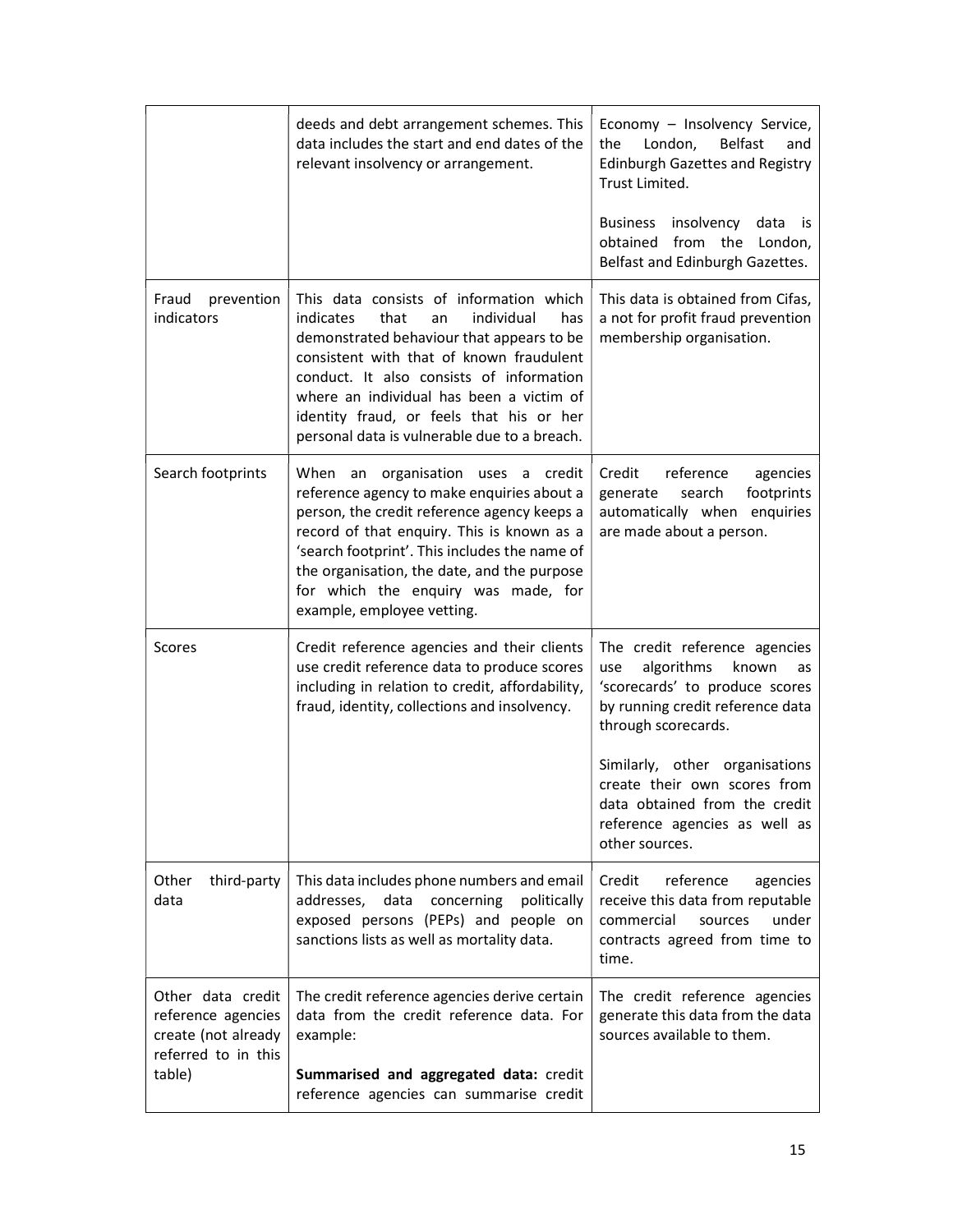| | | |
|---|---|---|
| | deeds and debt arrangement schemes. This data includes the start and end dates of the relevant insolvency or arrangement. | Economy – Insolvency Service, the London, Belfast and Edinburgh Gazettes and Registry Trust Limited.<br><br>Business insolvency data is obtained from the London, Belfast and Edinburgh Gazettes. |
| Fraud prevention indicators | This data consists of information which indicates that an individual has demonstrated behaviour that appears to be consistent with that of known fraudulent conduct. It also consists of information where an individual has been a victim of identity fraud, or feels that his or her personal data is vulnerable due to a breach. | This data is obtained from Cifas, a not for profit fraud prevention membership organisation. |
| Search footprints | When an organisation uses a credit reference agency to make enquiries about a person, the credit reference agency keeps a record of that enquiry. This is known as a 'search footprint'. This includes the name of the organisation, the date, and the purpose for which the enquiry was made, for example, employee vetting. | Credit reference agencies generate search footprints automatically when enquiries are made about a person. |
| Scores | Credit reference agencies and their clients use credit reference data to produce scores including in relation to credit, affordability, fraud, identity, collections and insolvency. | The credit reference agencies use algorithms known as 'scorecards' to produce scores by running credit reference data through scorecards.<br><br>Similarly, other organisations create their own scores from data obtained from the credit reference agencies as well as other sources. |
| Other third-party data | This data includes phone numbers and email addresses, data concerning politically exposed persons (PEPs) and people on sanctions lists as well as mortality data. | Credit reference agencies receive this data from reputable commercial sources under contracts agreed from time to time. |
| Other data credit reference agencies create (not already referred to in this table) | The credit reference agencies derive certain data from the credit reference data. For example:<br><br>**Summarised and aggregated data:** credit reference agencies can summarise credit | The credit reference agencies generate this data from the data sources available to them. |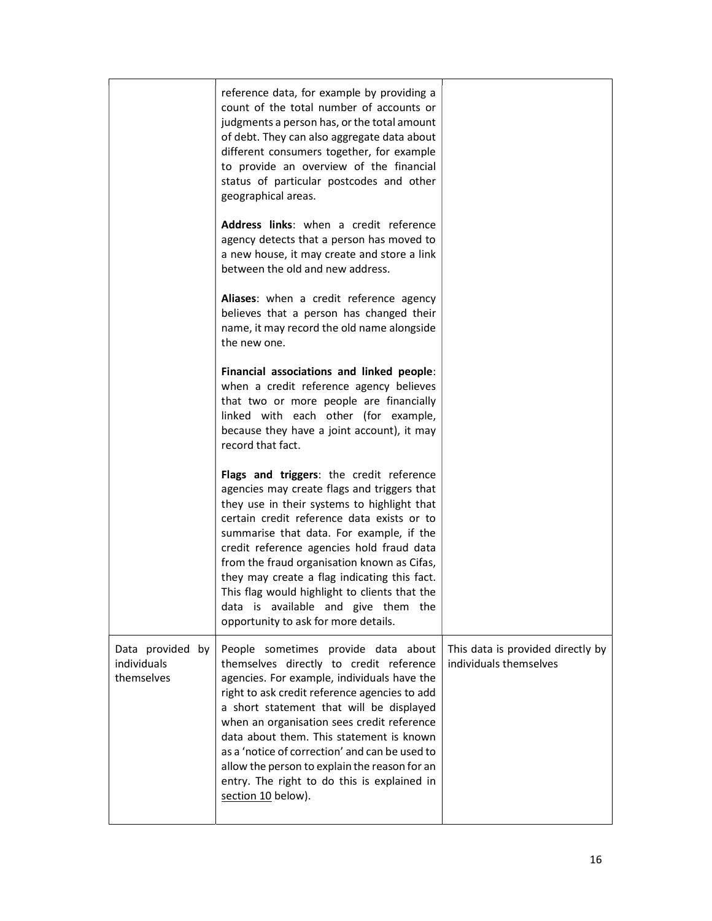| | | |
|---|---|---|
| | reference data, for example by providing a count of the total number of accounts or judgments a person has, or the total amount of debt. They can also aggregate data about different consumers together, for example to provide an overview of the financial status of particular postcodes and other geographical areas.<br><br>**Address links**: when a credit reference agency detects that a person has moved to a new house, it may create and store a link between the old and new address.<br><br>**Aliases**: when a credit reference agency believes that a person has changed their name, it may record the old name alongside the new one.<br><br>**Financial associations and linked people**: when a credit reference agency believes that two or more people are financially linked with each other (for example, because they have a joint account), it may record that fact.<br><br>**Flags and triggers**: the credit reference agencies may create flags and triggers that they use in their systems to highlight that certain credit reference data exists or to summarise that data. For example, if the credit reference agencies hold fraud data from the fraud organisation known as Cifas, they may create a flag indicating this fact. This flag would highlight to clients that the data is available and give them the opportunity to ask for more details. | |
| Data provided by individuals themselves | People sometimes provide data about themselves directly to credit reference agencies. For example, individuals have the right to ask credit reference agencies to add a short statement that will be displayed when an organisation sees credit reference data about them. This statement is known as a 'notice of correction' and can be used to allow the person to explain the reason for an entry. The right to do this is explained in section 10 below). | This data is provided directly by individuals themselves |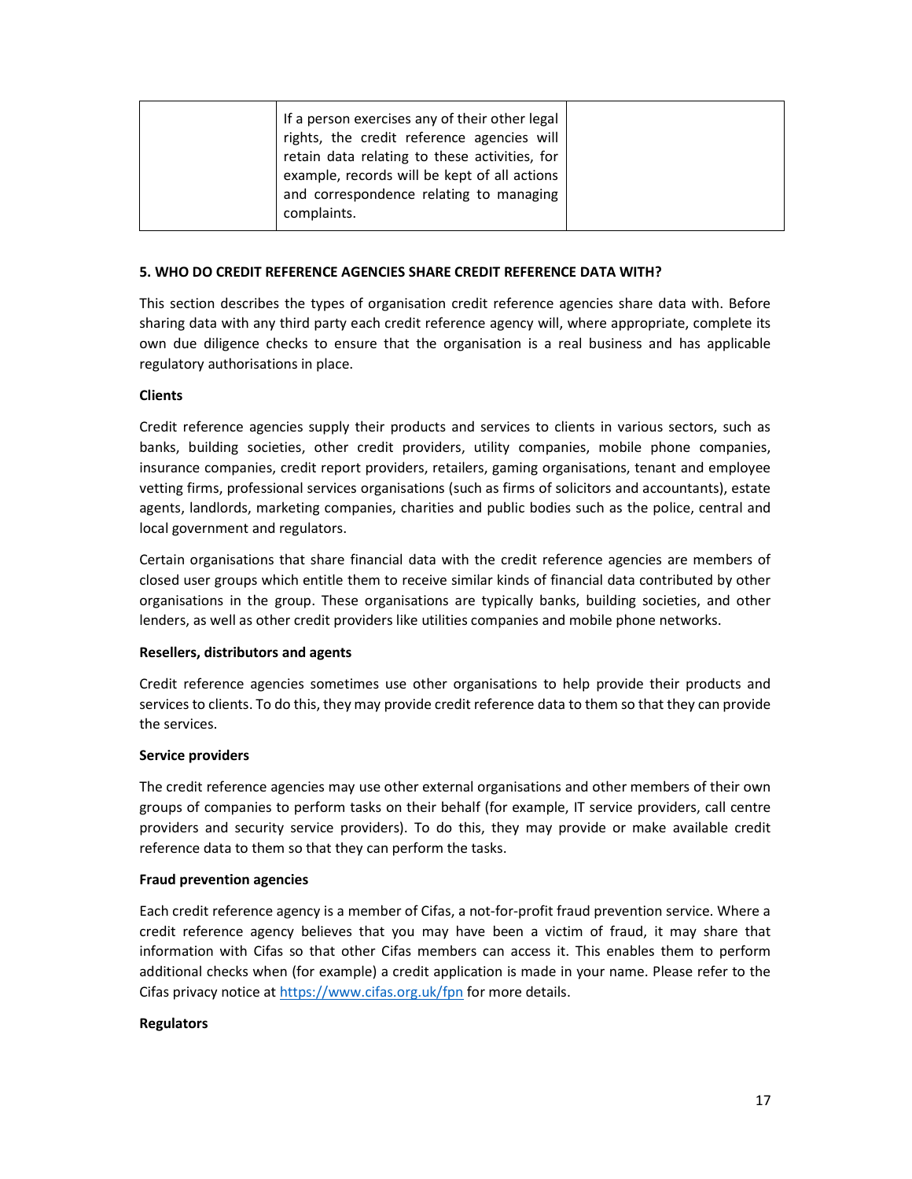|  | If a person exercises any of their other legal rights, the credit reference agencies will retain data relating to these activities, for example, records will be kept of all actions and correspondence relating to managing complaints. |  |
|---|---|---|

**5. WHO DO CREDIT REFERENCE AGENCIES SHARE CREDIT REFERENCE DATA WITH?**

This section describes the types of organisation credit reference agencies share data with. Before sharing data with any third party each credit reference agency will, where appropriate, complete its own due diligence checks to ensure that the organisation is a real business and has applicable regulatory authorisations in place.

**Clients**

Credit reference agencies supply their products and services to clients in various sectors, such as banks, building societies, other credit providers, utility companies, mobile phone companies, insurance companies, credit report providers, retailers, gaming organisations, tenant and employee vetting firms, professional services organisations (such as firms of solicitors and accountants), estate agents, landlords, marketing companies, charities and public bodies such as the police, central and local government and regulators.

Certain organisations that share financial data with the credit reference agencies are members of closed user groups which entitle them to receive similar kinds of financial data contributed by other organisations in the group. These organisations are typically banks, building societies, and other lenders, as well as other credit providers like utilities companies and mobile phone networks.

**Resellers, distributors and agents**

Credit reference agencies sometimes use other organisations to help provide their products and services to clients. To do this, they may provide credit reference data to them so that they can provide the services.

**Service providers**

The credit reference agencies may use other external organisations and other members of their own groups of companies to perform tasks on their behalf (for example, IT service providers, call centre providers and security service providers). To do this, they may provide or make available credit reference data to them so that they can perform the tasks.

**Fraud prevention agencies**

Each credit reference agency is a member of Cifas, a not-for-profit fraud prevention service. Where a credit reference agency believes that you may have been a victim of fraud, it may share that information with Cifas so that other Cifas members can access it. This enables them to perform additional checks when (for example) a credit application is made in your name. Please refer to the Cifas privacy notice at https://www.cifas.org.uk/fpn for more details.

**Regulators**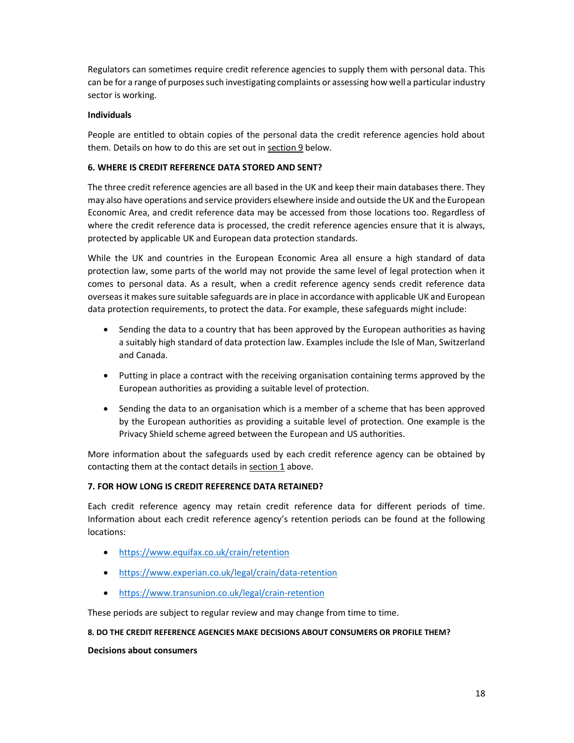Regulators can sometimes require credit reference agencies to supply them with personal data. This can be for a range of purposes such investigating complaints or assessing how well a particular industry sector is working.

**Individuals**

People are entitled to obtain copies of the personal data the credit reference agencies hold about them. Details on how to do this are set out in section 9 below.

### 6. WHERE IS CREDIT REFERENCE DATA STORED AND SENT?

The three credit reference agencies are all based in the UK and keep their main databases there. They may also have operations and service providers elsewhere inside and outside the UK and the European Economic Area, and credit reference data may be accessed from those locations too. Regardless of where the credit reference data is processed, the credit reference agencies ensure that it is always, protected by applicable UK and European data protection standards.

While the UK and countries in the European Economic Area all ensure a high standard of data protection law, some parts of the world may not provide the same level of legal protection when it comes to personal data. As a result, when a credit reference agency sends credit reference data overseas it makes sure suitable safeguards are in place in accordance with applicable UK and European data protection requirements, to protect the data. For example, these safeguards might include:

- Sending the data to a country that has been approved by the European authorities as having a suitably high standard of data protection law. Examples include the Isle of Man, Switzerland and Canada.
- Putting in place a contract with the receiving organisation containing terms approved by the European authorities as providing a suitable level of protection.
- Sending the data to an organisation which is a member of a scheme that has been approved by the European authorities as providing a suitable level of protection. One example is the Privacy Shield scheme agreed between the European and US authorities.

More information about the safeguards used by each credit reference agency can be obtained by contacting them at the contact details in section 1 above.

### 7. FOR HOW LONG IS CREDIT REFERENCE DATA RETAINED?

Each credit reference agency may retain credit reference data for different periods of time. Information about each credit reference agency's retention periods can be found at the following locations:

- https://www.equifax.co.uk/crain/retention
- https://www.experian.co.uk/legal/crain/data-retention
- https://www.transunion.co.uk/legal/crain-retention

These periods are subject to regular review and may change from time to time.

### 8. DO THE CREDIT REFERENCE AGENCIES MAKE DECISIONS ABOUT CONSUMERS OR PROFILE THEM?

**Decisions about consumers**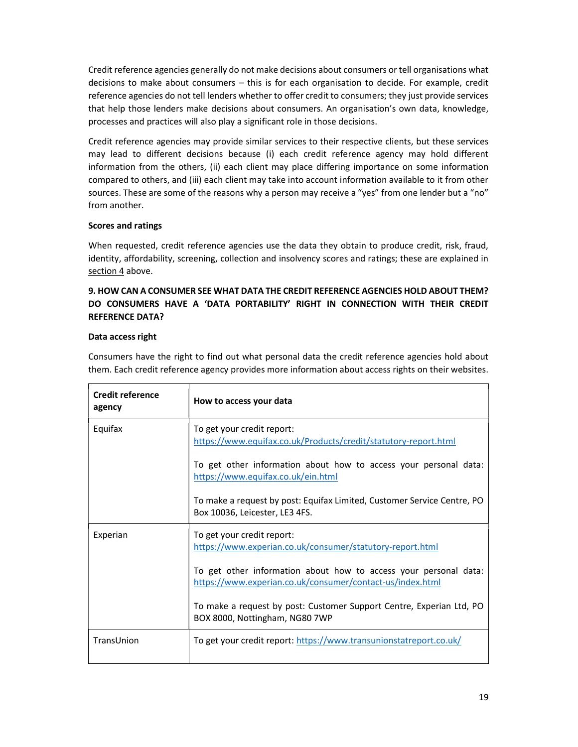Credit reference agencies generally do not make decisions about consumers or tell organisations what decisions to make about consumers – this is for each organisation to decide. For example, credit reference agencies do not tell lenders whether to offer credit to consumers; they just provide services that help those lenders make decisions about consumers. An organisation's own data, knowledge, processes and practices will also play a significant role in those decisions.

Credit reference agencies may provide similar services to their respective clients, but these services may lead to different decisions because (i) each credit reference agency may hold different information from the others, (ii) each client may place differing importance on some information compared to others, and (iii) each client may take into account information available to it from other sources. These are some of the reasons why a person may receive a "yes" from one lender but a "no" from another.

**Scores and ratings**

When requested, credit reference agencies use the data they obtain to produce credit, risk, fraud, identity, affordability, screening, collection and insolvency scores and ratings; these are explained in section 4 above.

**9. HOW CAN A CONSUMER SEE WHAT DATA THE CREDIT REFERENCE AGENCIES HOLD ABOUT THEM? DO CONSUMERS HAVE A 'DATA PORTABILITY' RIGHT IN CONNECTION WITH THEIR CREDIT REFERENCE DATA?**

**Data access right**

Consumers have the right to find out what personal data the credit reference agencies hold about them. Each credit reference agency provides more information about access rights on their websites.

| Credit reference agency | How to access your data |
|---|---|
| Equifax | To get your credit report: https://www.equifax.co.uk/Products/credit/statutory-report.html<br><br>To get other information about how to access your personal data: https://www.equifax.co.uk/ein.html<br><br>To make a request by post: Equifax Limited, Customer Service Centre, PO Box 10036, Leicester, LE3 4FS. |
| Experian | To get your credit report: https://www.experian.co.uk/consumer/statutory-report.html<br><br>To get other information about how to access your personal data: https://www.experian.co.uk/consumer/contact-us/index.html<br><br>To make a request by post: Customer Support Centre, Experian Ltd, PO BOX 8000, Nottingham, NG80 7WP |
| TransUnion | To get your credit report: https://www.transunionstatreport.co.uk/ |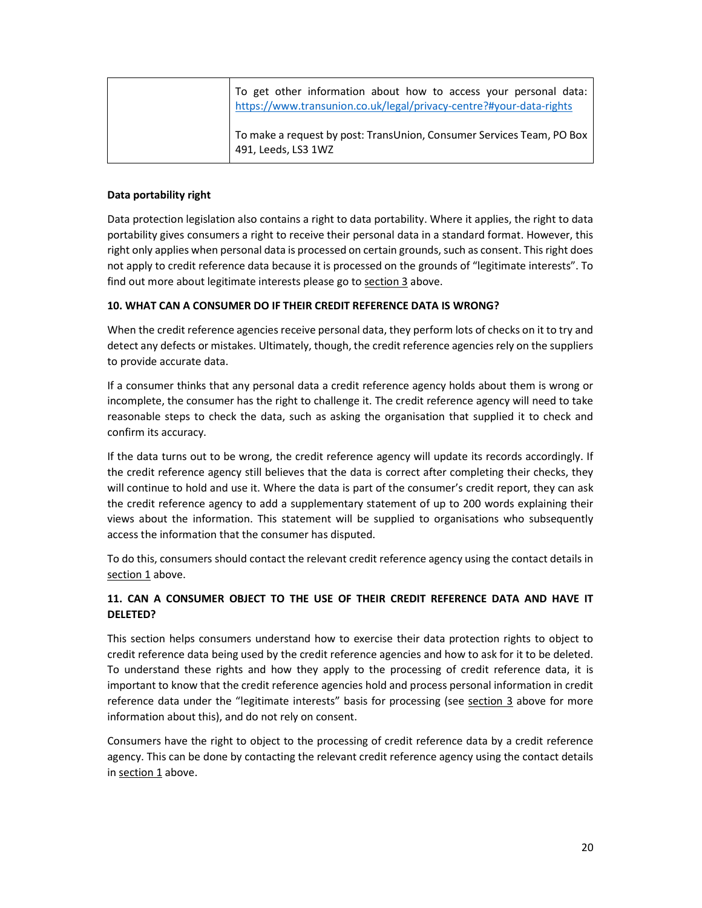|  | To get other information about how to access your personal data: https://www.transunion.co.uk/legal/privacy-centre?#your-data-rights<br><br>To make a request by post: TransUnion, Consumer Services Team, PO Box 491, Leeds, LS3 1WZ |
|---|---|

**Data portability right**

Data protection legislation also contains a right to data portability. Where it applies, the right to data portability gives consumers a right to receive their personal data in a standard format. However, this right only applies when personal data is processed on certain grounds, such as consent. This right does not apply to credit reference data because it is processed on the grounds of "legitimate interests". To find out more about legitimate interests please go to section 3 above.

**10. WHAT CAN A CONSUMER DO IF THEIR CREDIT REFERENCE DATA IS WRONG?**

When the credit reference agencies receive personal data, they perform lots of checks on it to try and detect any defects or mistakes. Ultimately, though, the credit reference agencies rely on the suppliers to provide accurate data.

If a consumer thinks that any personal data a credit reference agency holds about them is wrong or incomplete, the consumer has the right to challenge it. The credit reference agency will need to take reasonable steps to check the data, such as asking the organisation that supplied it to check and confirm its accuracy.

If the data turns out to be wrong, the credit reference agency will update its records accordingly. If the credit reference agency still believes that the data is correct after completing their checks, they will continue to hold and use it. Where the data is part of the consumer's credit report, they can ask the credit reference agency to add a supplementary statement of up to 200 words explaining their views about the information. This statement will be supplied to organisations who subsequently access the information that the consumer has disputed.

To do this, consumers should contact the relevant credit reference agency using the contact details in section 1 above.

**11. CAN A CONSUMER OBJECT TO THE USE OF THEIR CREDIT REFERENCE DATA AND HAVE IT DELETED?**

This section helps consumers understand how to exercise their data protection rights to object to credit reference data being used by the credit reference agencies and how to ask for it to be deleted. To understand these rights and how they apply to the processing of credit reference data, it is important to know that the credit reference agencies hold and process personal information in credit reference data under the "legitimate interests" basis for processing (see section 3 above for more information about this), and do not rely on consent.

Consumers have the right to object to the processing of credit reference data by a credit reference agency. This can be done by contacting the relevant credit reference agency using the contact details in section 1 above.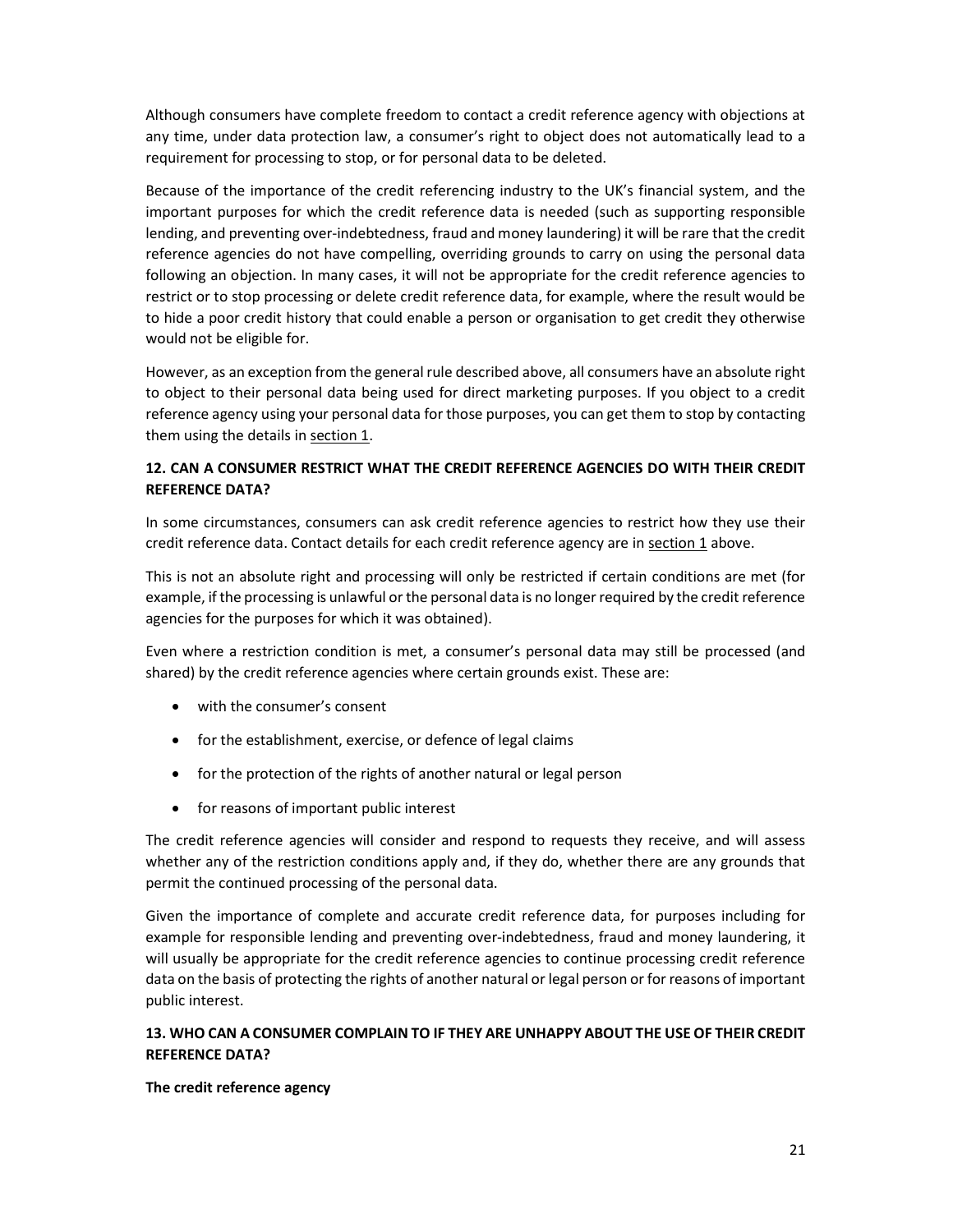Although consumers have complete freedom to contact a credit reference agency with objections at any time, under data protection law, a consumer's right to object does not automatically lead to a requirement for processing to stop, or for personal data to be deleted.

Because of the importance of the credit referencing industry to the UK's financial system, and the important purposes for which the credit reference data is needed (such as supporting responsible lending, and preventing over-indebtedness, fraud and money laundering) it will be rare that the credit reference agencies do not have compelling, overriding grounds to carry on using the personal data following an objection. In many cases, it will not be appropriate for the credit reference agencies to restrict or to stop processing or delete credit reference data, for example, where the result would be to hide a poor credit history that could enable a person or organisation to get credit they otherwise would not be eligible for.

However, as an exception from the general rule described above, all consumers have an absolute right to object to their personal data being used for direct marketing purposes. If you object to a credit reference agency using your personal data for those purposes, you can get them to stop by contacting them using the details in section 1.

## 12. CAN A CONSUMER RESTRICT WHAT THE CREDIT REFERENCE AGENCIES DO WITH THEIR CREDIT REFERENCE DATA?

In some circumstances, consumers can ask credit reference agencies to restrict how they use their credit reference data. Contact details for each credit reference agency are in section 1 above.

This is not an absolute right and processing will only be restricted if certain conditions are met (for example, if the processing is unlawful or the personal data is no longer required by the credit reference agencies for the purposes for which it was obtained).

Even where a restriction condition is met, a consumer's personal data may still be processed (and shared) by the credit reference agencies where certain grounds exist. These are:

- with the consumer's consent
- for the establishment, exercise, or defence of legal claims
- for the protection of the rights of another natural or legal person
- for reasons of important public interest

The credit reference agencies will consider and respond to requests they receive, and will assess whether any of the restriction conditions apply and, if they do, whether there are any grounds that permit the continued processing of the personal data.

Given the importance of complete and accurate credit reference data, for purposes including for example for responsible lending and preventing over-indebtedness, fraud and money laundering, it will usually be appropriate for the credit reference agencies to continue processing credit reference data on the basis of protecting the rights of another natural or legal person or for reasons of important public interest.

## 13. WHO CAN A CONSUMER COMPLAIN TO IF THEY ARE UNHAPPY ABOUT THE USE OF THEIR CREDIT REFERENCE DATA?

**The credit reference agency**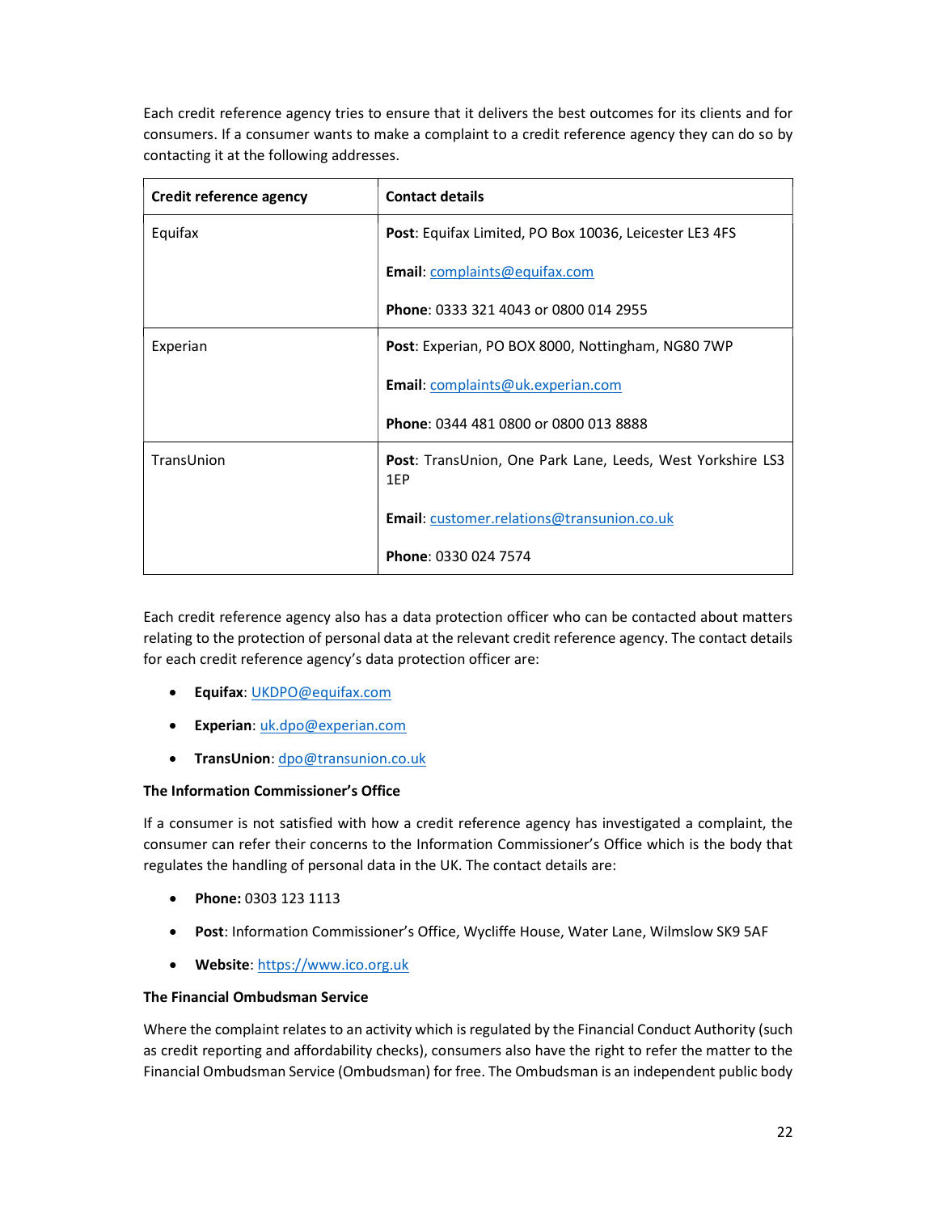Each credit reference agency tries to ensure that it delivers the best outcomes for its clients and for consumers. If a consumer wants to make a complaint to a credit reference agency they can do so by contacting it at the following addresses.

| Credit reference agency | Contact details |
| --- | --- |
| Equifax | **Post**: Equifax Limited, PO Box 10036, Leicester LE3 4FS<br><br>**Email**: complaints@equifax.com<br><br>**Phone**: 0333 321 4043 or 0800 014 2955 |
| Experian | **Post**: Experian, PO BOX 8000, Nottingham, NG80 7WP<br><br>**Email**: complaints@uk.experian.com<br><br>**Phone**: 0344 481 0800 or 0800 013 8888 |
| TransUnion | **Post**: TransUnion, One Park Lane, Leeds, West Yorkshire LS3 1EP<br><br>**Email**: customer.relations@transunion.co.uk<br><br>**Phone**: 0330 024 7574 |

Each credit reference agency also has a data protection officer who can be contacted about matters relating to the protection of personal data at the relevant credit reference agency. The contact details for each credit reference agency's data protection officer are:

- **Equifax**: UKDPO@equifax.com
- **Experian**: uk.dpo@experian.com
- **TransUnion**: dpo@transunion.co.uk

**The Information Commissioner's Office**

If a consumer is not satisfied with how a credit reference agency has investigated a complaint, the consumer can refer their concerns to the Information Commissioner's Office which is the body that regulates the handling of personal data in the UK. The contact details are:

- **Phone:** 0303 123 1113
- **Post**: Information Commissioner's Office, Wycliffe House, Water Lane, Wilmslow SK9 5AF
- **Website**: https://www.ico.org.uk

**The Financial Ombudsman Service**

Where the complaint relates to an activity which is regulated by the Financial Conduct Authority (such as credit reporting and affordability checks), consumers also have the right to refer the matter to the Financial Ombudsman Service (Ombudsman) for free. The Ombudsman is an independent public body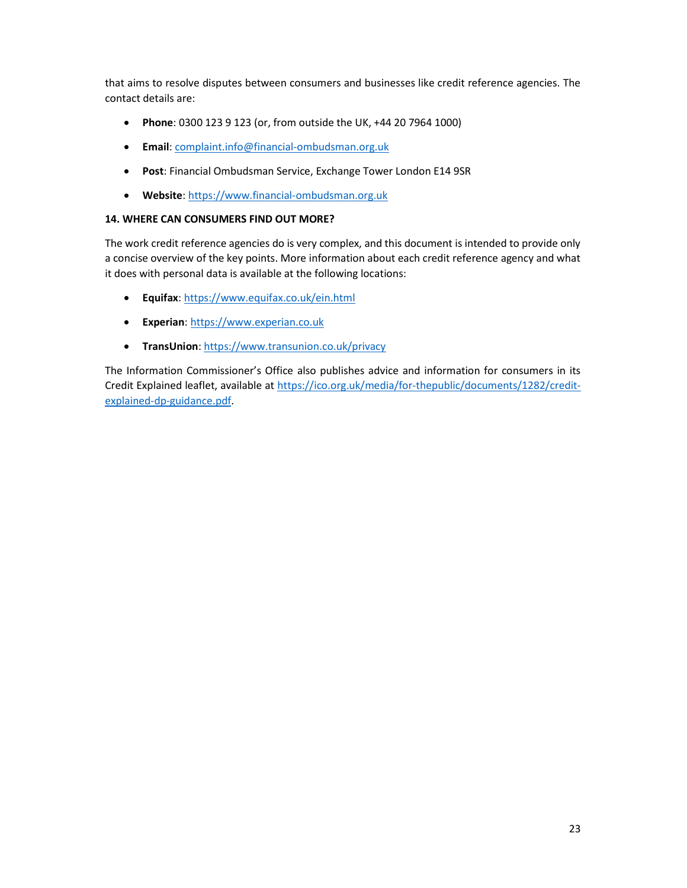that aims to resolve disputes between consumers and businesses like credit reference agencies. The contact details are:

- **Phone**: 0300 123 9 123 (or, from outside the UK, +44 20 7964 1000)
- **Email**: complaint.info@financial-ombudsman.org.uk
- **Post**: Financial Ombudsman Service, Exchange Tower London E14 9SR
- **Website**: https://www.financial-ombudsman.org.uk

**14. WHERE CAN CONSUMERS FIND OUT MORE?**

The work credit reference agencies do is very complex, and this document is intended to provide only a concise overview of the key points. More information about each credit reference agency and what it does with personal data is available at the following locations:

- **Equifax**: https://www.equifax.co.uk/ein.html
- **Experian**: https://www.experian.co.uk
- **TransUnion**: https://www.transunion.co.uk/privacy

The Information Commissioner's Office also publishes advice and information for consumers in its Credit Explained leaflet, available at https://ico.org.uk/media/for-thepublic/documents/1282/credit-explained-dp-guidance.pdf.